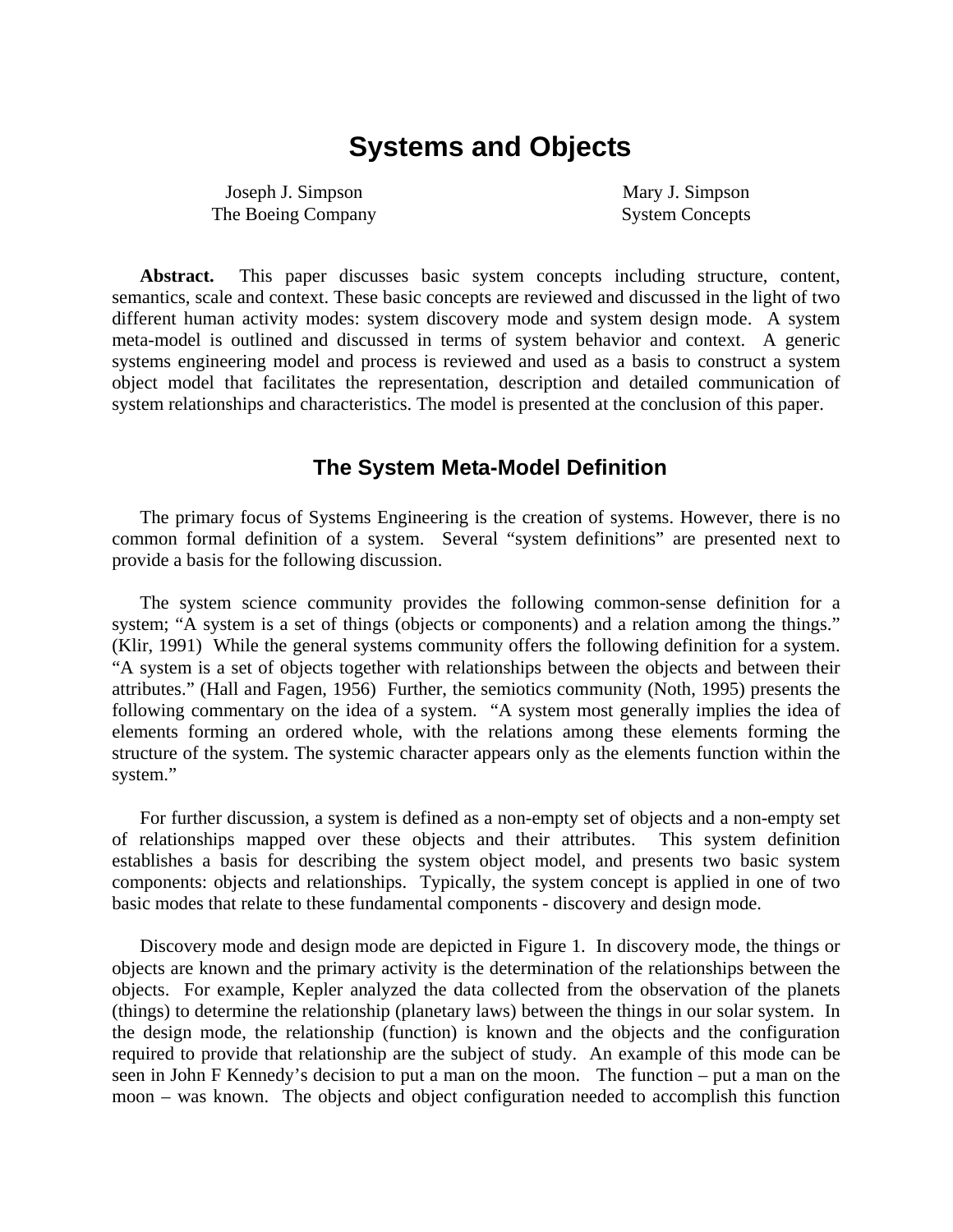# Systems and Objects

Joseph J. Simpson
The Boeing Company

Mary J. Simpson
System Concepts

**Abstract.** This paper discusses basic system concepts including structure, content, semantics, scale and context. These basic concepts are reviewed and discussed in the light of two different human activity modes: system discovery mode and system design mode. A system meta-model is outlined and discussed in terms of system behavior and context. A generic systems engineering model and process is reviewed and used as a basis to construct a system object model that facilitates the representation, description and detailed communication of system relationships and characteristics. The model is presented at the conclusion of this paper.

## The System Meta-Model Definition

The primary focus of Systems Engineering is the creation of systems. However, there is no common formal definition of a system. Several "system definitions" are presented next to provide a basis for the following discussion.

The system science community provides the following common-sense definition for a system; "A system is a set of things (objects or components) and a relation among the things." (Klir, 1991) While the general systems community offers the following definition for a system. "A system is a set of objects together with relationships between the objects and between their attributes." (Hall and Fagen, 1956) Further, the semiotics community (Noth, 1995) presents the following commentary on the idea of a system. "A system most generally implies the idea of elements forming an ordered whole, with the relations among these elements forming the structure of the system. The systemic character appears only as the elements function within the system."

For further discussion, a system is defined as a non-empty set of objects and a non-empty set of relationships mapped over these objects and their attributes. This system definition establishes a basis for describing the system object model, and presents two basic system components: objects and relationships. Typically, the system concept is applied in one of two basic modes that relate to these fundamental components - discovery and design mode.

Discovery mode and design mode are depicted in Figure 1. In discovery mode, the things or objects are known and the primary activity is the determination of the relationships between the objects. For example, Kepler analyzed the data collected from the observation of the planets (things) to determine the relationship (planetary laws) between the things in our solar system. In the design mode, the relationship (function) is known and the objects and the configuration required to provide that relationship are the subject of study. An example of this mode can be seen in John F Kennedy's decision to put a man on the moon. The function – put a man on the moon – was known. The objects and object configuration needed to accomplish this function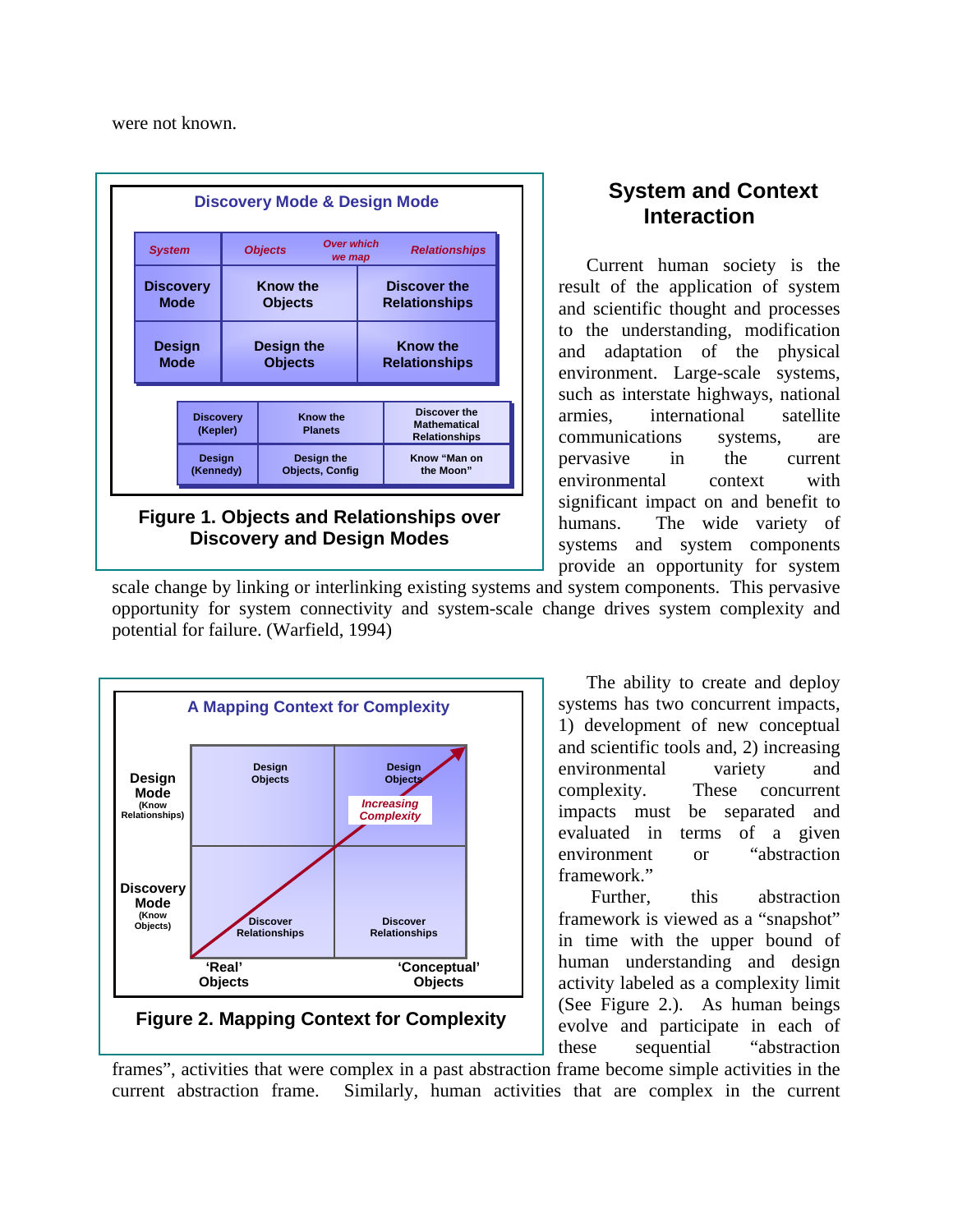were not known.

**Discovery Mode & Design Mode**

| *System* | *Objects* | *Over which we map* | *Relationships* |
|---|---|---|---|
| **Discovery Mode** | **Know the Objects** | | **Discover the Relationships** |
| **Design Mode** | **Design the Objects** | | **Know the Relationships** |

| Discovery (Kepler) | Know the Planets | Discover the Mathematical Relationships |
|---|---|---|
| Design (Kennedy) | Design the Objects, Config | Know "Man on the Moon" |

**Figure 1. Objects and Relationships over Discovery and Design Modes**

## System and Context Interaction

Current human society is the result of the application of system and scientific thought and processes to the understanding, modification and adaptation of the physical environment. Large-scale systems, such as interstate highways, national armies, international satellite communications systems, are pervasive in the current environmental context with significant impact on and benefit to humans. The wide variety of systems and system components provide an opportunity for system scale change by linking or interlinking existing systems and system components. This pervasive opportunity for system connectivity and system-scale change drives system complexity and potential for failure. (Warfield, 1994)

**A Mapping Context for Complexity**

| | 'Real' Objects | 'Conceptual' Objects |
|---|---|---|
| **Design Mode** (Know Relationships) | Design Objects | Design Objects |
| **Discovery Mode** (Know Objects) | Discover Relationships | Discover Relationships |

*Increasing Complexity*

**Figure 2. Mapping Context for Complexity**

The ability to create and deploy systems has two concurrent impacts, 1) development of new conceptual and scientific tools and, 2) increasing environmental variety and complexity. These concurrent impacts must be separated and evaluated in terms of a given environment or "abstraction framework."

Further, this abstraction framework is viewed as a "snapshot" in time with the upper bound of human understanding and design activity labeled as a complexity limit (See Figure 2.). As human beings evolve and participate in each of these sequential "abstraction frames", activities that were complex in a past abstraction frame become simple activities in the current abstraction frame. Similarly, human activities that are complex in the current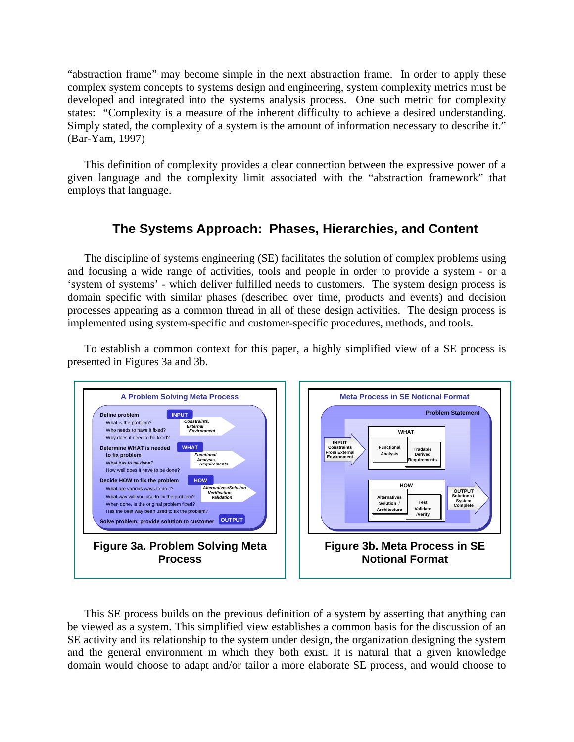"abstraction frame" may become simple in the next abstraction frame. In order to apply these complex system concepts to systems design and engineering, system complexity metrics must be developed and integrated into the systems analysis process. One such metric for complexity states: "Complexity is a measure of the inherent difficulty to achieve a desired understanding. Simply stated, the complexity of a system is the amount of information necessary to describe it." (Bar-Yam, 1997)

This definition of complexity provides a clear connection between the expressive power of a given language and the complexity limit associated with the "abstraction framework" that employs that language.

## The Systems Approach: Phases, Hierarchies, and Content

The discipline of systems engineering (SE) facilitates the solution of complex problems using and focusing a wide range of activities, tools and people in order to provide a system - or a 'system of systems' - which deliver fulfilled needs to customers. The system design process is domain specific with similar phases (described over time, products and events) and decision processes appearing as a common thread in all of these design activities. The design process is implemented using system-specific and customer-specific procedures, methods, and tools.

To establish a common context for this paper, a highly simplified view of a SE process is presented in Figures 3a and 3b.

**A Problem Solving Meta Process**

- **Define problem** — INPUT (Constraints, External Environment)
  - What is the problem?
  - Who needs to have it fixed?
  - Why does it need to be fixed?
- **Determine WHAT is needed to fix problem** — WHAT (Functional Analysis, Requirements)
  - What has to be done?
  - How well does it have to be done?
- **Decide HOW to fix the problem** — HOW (Alternatives/Solution Verification, Validation)
  - What are various ways to do it?
  - What way will you use to fix the problem?
  - When done, is the original problem fixed?
  - Has the best way been used to fix the problem?
- **Solve problem; provide solution to customer** — OUTPUT

**Figure 3a. Problem Solving Meta Process**

**Meta Process in SE Notional Format**

Problem Statement

INPUT: Constraints From External Environment

WHAT: Functional Analysis; Tradable Derived Requirements

HOW: Alternatives Solution / Architecture; Test Validate /Verify

OUTPUT: Solutions / System Complete

**Figure 3b. Meta Process in SE Notional Format**

This SE process builds on the previous definition of a system by asserting that anything can be viewed as a system. This simplified view establishes a common basis for the discussion of an SE activity and its relationship to the system under design, the organization designing the system and the general environment in which they both exist. It is natural that a given knowledge domain would choose to adapt and/or tailor a more elaborate SE process, and would choose to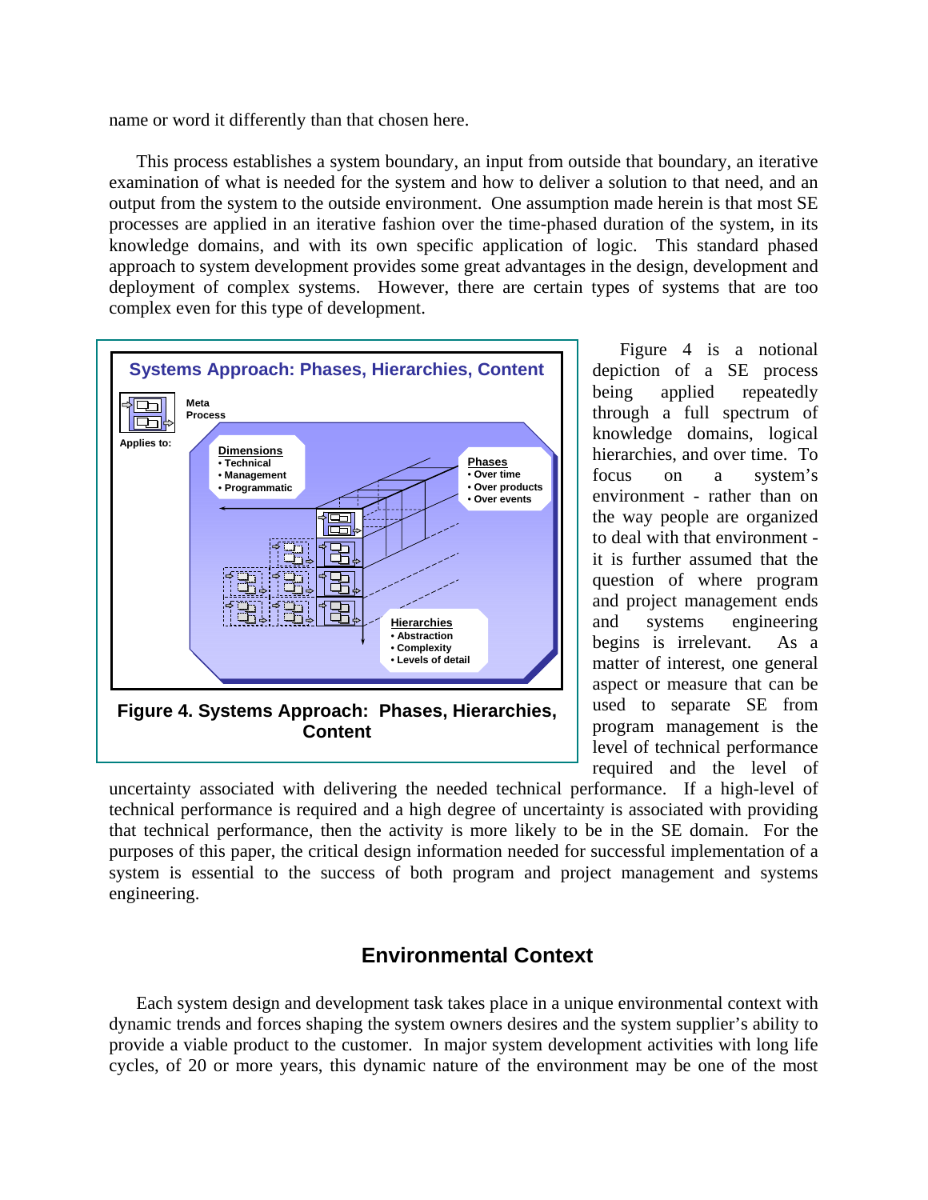name or word it differently than that chosen here.

This process establishes a system boundary, an input from outside that boundary, an iterative examination of what is needed for the system and how to deliver a solution to that need, and an output from the system to the outside environment. One assumption made herein is that most SE processes are applied in an iterative fashion over the time-phased duration of the system, in its knowledge domains, and with its own specific application of logic. This standard phased approach to system development provides some great advantages in the design, development and deployment of complex systems. However, there are certain types of systems that are too complex even for this type of development.

Systems Approach: Phases, Hierarchies, Content

Meta Process

Applies to:

Dimensions
- Technical
- Management
- Programmatic

Phases
- Over time
- Over products
- Over events

Hierarchies
- Abstraction
- Complexity
- Levels of detail

**Figure 4. Systems Approach: Phases, Hierarchies, Content**

Figure 4 is a notional depiction of a SE process being applied repeatedly through a full spectrum of knowledge domains, logical hierarchies, and over time. To focus on a system's environment - rather than on the way people are organized to deal with that environment - it is further assumed that the question of where program and project management ends and systems engineering begins is irrelevant. As a matter of interest, one general aspect or measure that can be used to separate SE from program management is the level of technical performance required and the level of uncertainty associated with delivering the needed technical performance. If a high-level of technical performance is required and a high degree of uncertainty is associated with providing that technical performance, then the activity is more likely to be in the SE domain. For the purposes of this paper, the critical design information needed for successful implementation of a system is essential to the success of both program and project management and systems engineering.

## Environmental Context

Each system design and development task takes place in a unique environmental context with dynamic trends and forces shaping the system owners desires and the system supplier's ability to provide a viable product to the customer. In major system development activities with long life cycles, of 20 or more years, this dynamic nature of the environment may be one of the most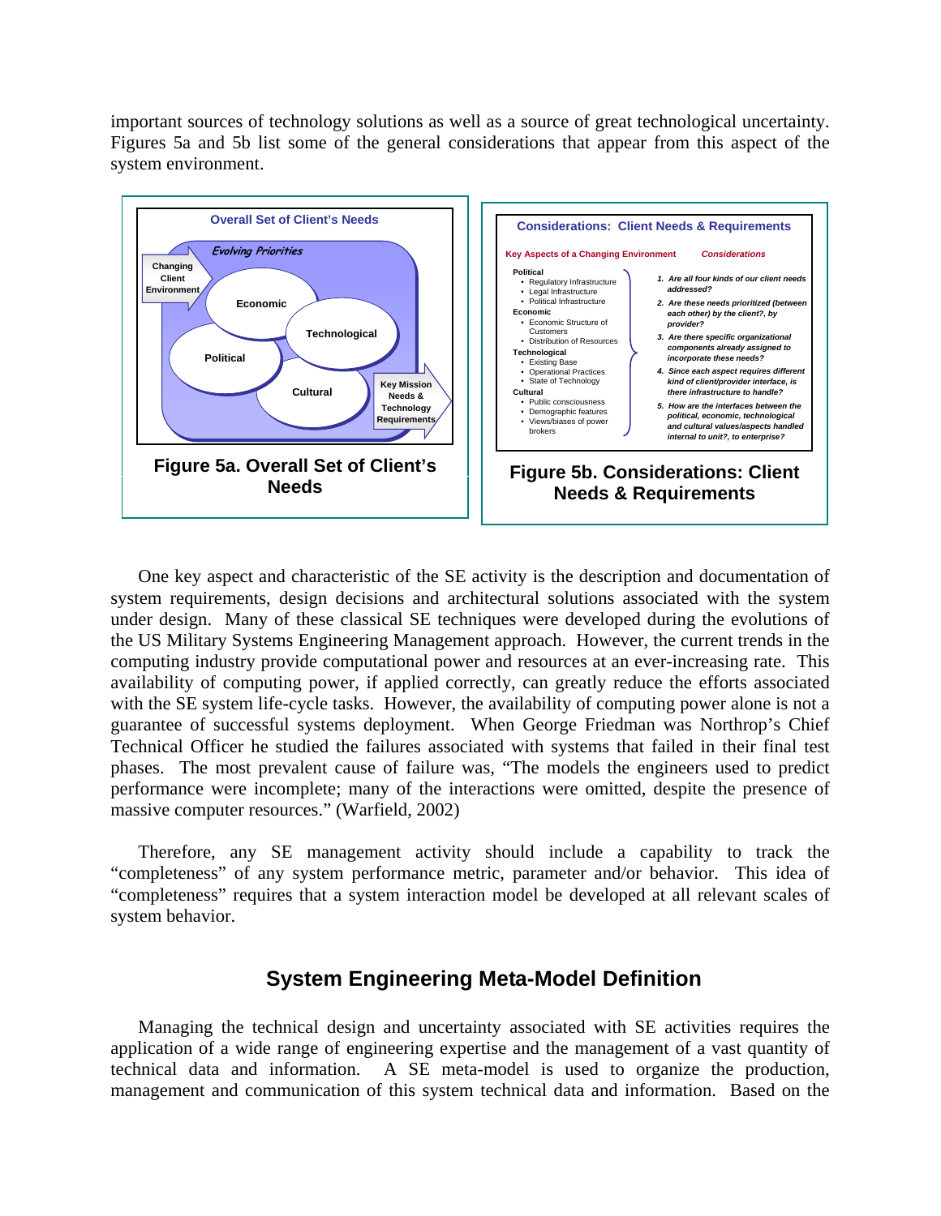important sources of technology solutions as well as a source of great technological uncertainty. Figures 5a and 5b list some of the general considerations that appear from this aspect of the system environment.

**Figure 5a. Overall Set of Client's Needs**

**Figure 5b. Considerations: Client Needs & Requirements**

One key aspect and characteristic of the SE activity is the description and documentation of system requirements, design decisions and architectural solutions associated with the system under design. Many of these classical SE techniques were developed during the evolutions of the US Military Systems Engineering Management approach. However, the current trends in the computing industry provide computational power and resources at an ever-increasing rate. This availability of computing power, if applied correctly, can greatly reduce the efforts associated with the SE system life-cycle tasks. However, the availability of computing power alone is not a guarantee of successful systems deployment. When George Friedman was Northrop's Chief Technical Officer he studied the failures associated with systems that failed in their final test phases. The most prevalent cause of failure was, "The models the engineers used to predict performance were incomplete; many of the interactions were omitted, despite the presence of massive computer resources." (Warfield, 2002)

Therefore, any SE management activity should include a capability to track the "completeness" of any system performance metric, parameter and/or behavior. This idea of "completeness" requires that a system interaction model be developed at all relevant scales of system behavior.

## System Engineering Meta-Model Definition

Managing the technical design and uncertainty associated with SE activities requires the application of a wide range of engineering expertise and the management of a vast quantity of technical data and information. A SE meta-model is used to organize the production, management and communication of this system technical data and information. Based on the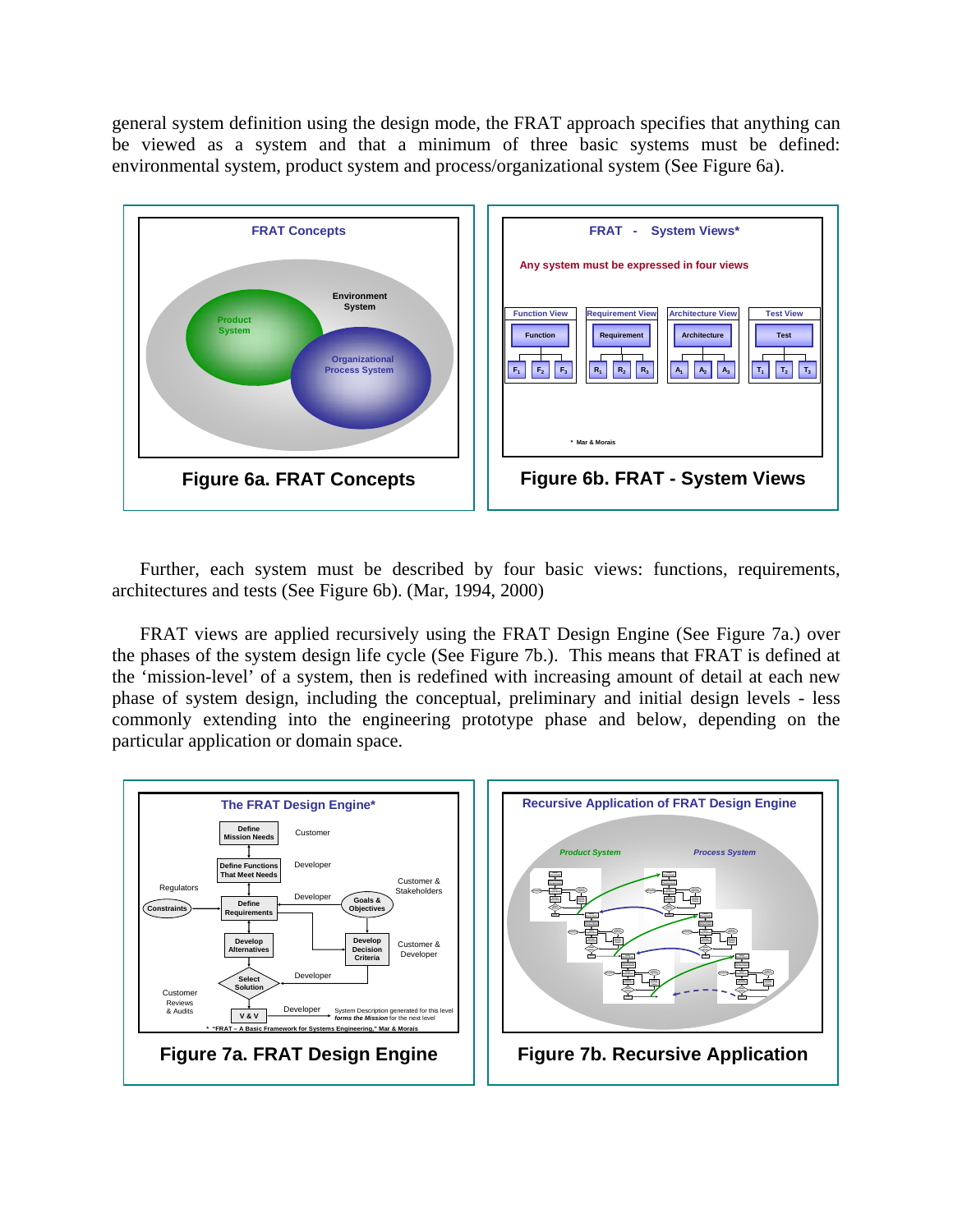general system definition using the design mode, the FRAT approach specifies that anything can be viewed as a system and that a minimum of three basic systems must be defined: environmental system, product system and process/organizational system (See Figure 6a).

**Figure 6a. FRAT Concepts**

**Figure 6b. FRAT - System Views**

Further, each system must be described by four basic views: functions, requirements, architectures and tests (See Figure 6b). (Mar, 1994, 2000)

FRAT views are applied recursively using the FRAT Design Engine (See Figure 7a.) over the phases of the system design life cycle (See Figure 7b.). This means that FRAT is defined at the 'mission-level' of a system, then is redefined with increasing amount of detail at each new phase of system design, including the conceptual, preliminary and initial design levels - less commonly extending into the engineering prototype phase and below, depending on the particular application or domain space.

**Figure 7a. FRAT Design Engine**

**Figure 7b. Recursive Application**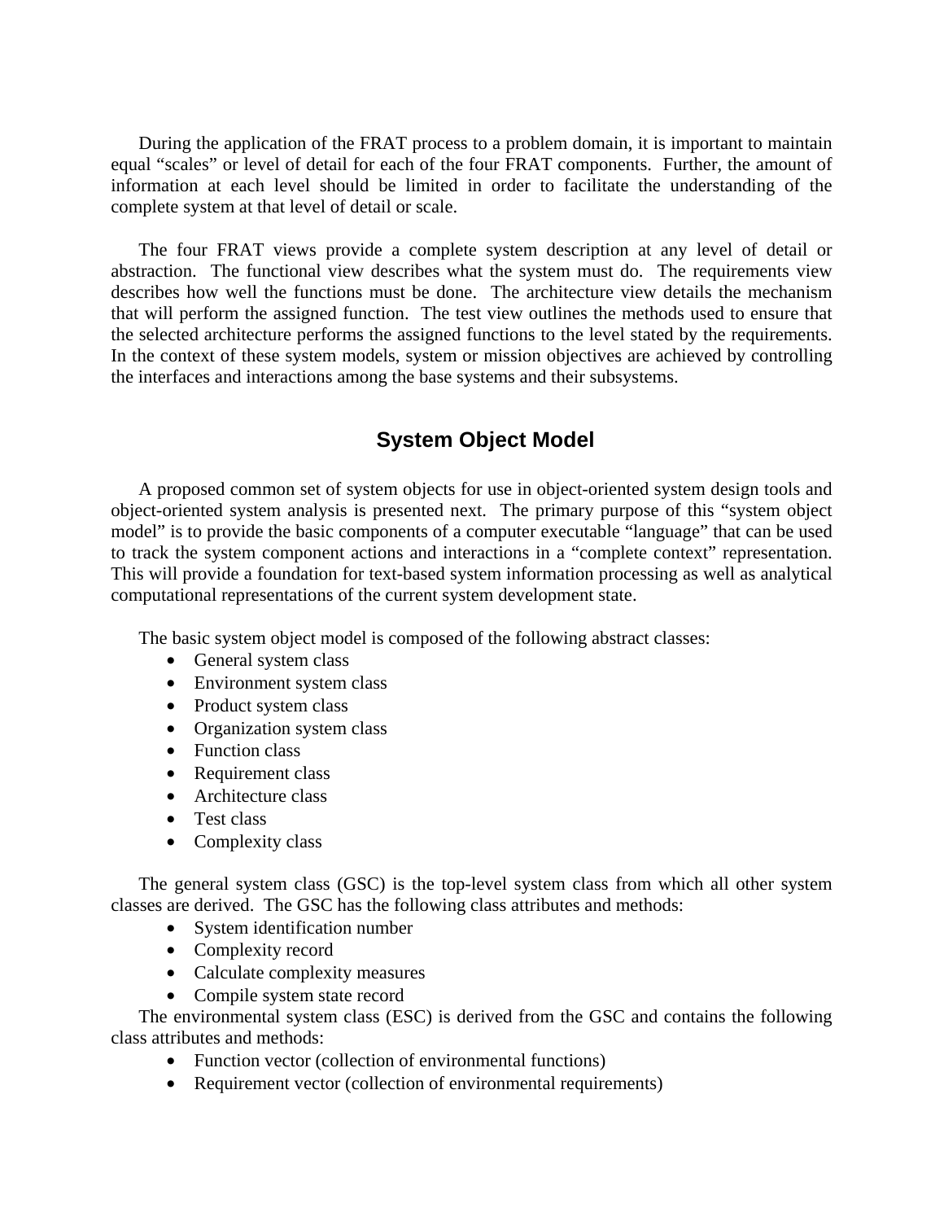During the application of the FRAT process to a problem domain, it is important to maintain equal "scales" or level of detail for each of the four FRAT components. Further, the amount of information at each level should be limited in order to facilitate the understanding of the complete system at that level of detail or scale.

The four FRAT views provide a complete system description at any level of detail or abstraction. The functional view describes what the system must do. The requirements view describes how well the functions must be done. The architecture view details the mechanism that will perform the assigned function. The test view outlines the methods used to ensure that the selected architecture performs the assigned functions to the level stated by the requirements. In the context of these system models, system or mission objectives are achieved by controlling the interfaces and interactions among the base systems and their subsystems.

## System Object Model

A proposed common set of system objects for use in object-oriented system design tools and object-oriented system analysis is presented next. The primary purpose of this "system object model" is to provide the basic components of a computer executable "language" that can be used to track the system component actions and interactions in a "complete context" representation. This will provide a foundation for text-based system information processing as well as analytical computational representations of the current system development state.

The basic system object model is composed of the following abstract classes:

- General system class
- Environment system class
- Product system class
- Organization system class
- Function class
- Requirement class
- Architecture class
- Test class
- Complexity class

The general system class (GSC) is the top-level system class from which all other system classes are derived. The GSC has the following class attributes and methods:

- System identification number
- Complexity record
- Calculate complexity measures
- Compile system state record

The environmental system class (ESC) is derived from the GSC and contains the following class attributes and methods:

- Function vector (collection of environmental functions)
- Requirement vector (collection of environmental requirements)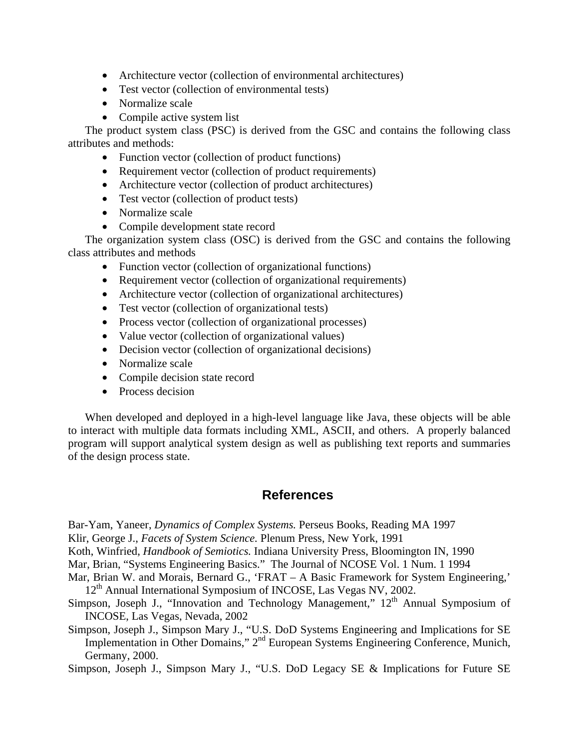- Architecture vector (collection of environmental architectures)
- Test vector (collection of environmental tests)
- Normalize scale
- Compile active system list

The product system class (PSC) is derived from the GSC and contains the following class attributes and methods:

- Function vector (collection of product functions)
- Requirement vector (collection of product requirements)
- Architecture vector (collection of product architectures)
- Test vector (collection of product tests)
- Normalize scale
- Compile development state record

The organization system class (OSC) is derived from the GSC and contains the following class attributes and methods

- Function vector (collection of organizational functions)
- Requirement vector (collection of organizational requirements)
- Architecture vector (collection of organizational architectures)
- Test vector (collection of organizational tests)
- Process vector (collection of organizational processes)
- Value vector (collection of organizational values)
- Decision vector (collection of organizational decisions)
- Normalize scale
- Compile decision state record
- Process decision

When developed and deployed in a high-level language like Java, these objects will be able to interact with multiple data formats including XML, ASCII, and others. A properly balanced program will support analytical system design as well as publishing text reports and summaries of the design process state.

## References

Bar-Yam, Yaneer, *Dynamics of Complex Systems.* Perseus Books, Reading MA 1997

Klir, George J., *Facets of System Science.* Plenum Press, New York, 1991

Koth, Winfried, *Handbook of Semiotics.* Indiana University Press, Bloomington IN, 1990

Mar, Brian, "Systems Engineering Basics." The Journal of NCOSE Vol. 1 Num. 1 1994

Mar, Brian W. and Morais, Bernard G., 'FRAT – A Basic Framework for System Engineering,' 12th Annual International Symposium of INCOSE, Las Vegas NV, 2002.

Simpson, Joseph J., "Innovation and Technology Management," 12th Annual Symposium of INCOSE, Las Vegas, Nevada, 2002

Simpson, Joseph J., Simpson Mary J., "U.S. DoD Systems Engineering and Implications for SE Implementation in Other Domains," 2nd European Systems Engineering Conference, Munich, Germany, 2000.

Simpson, Joseph J., Simpson Mary J., "U.S. DoD Legacy SE & Implications for Future SE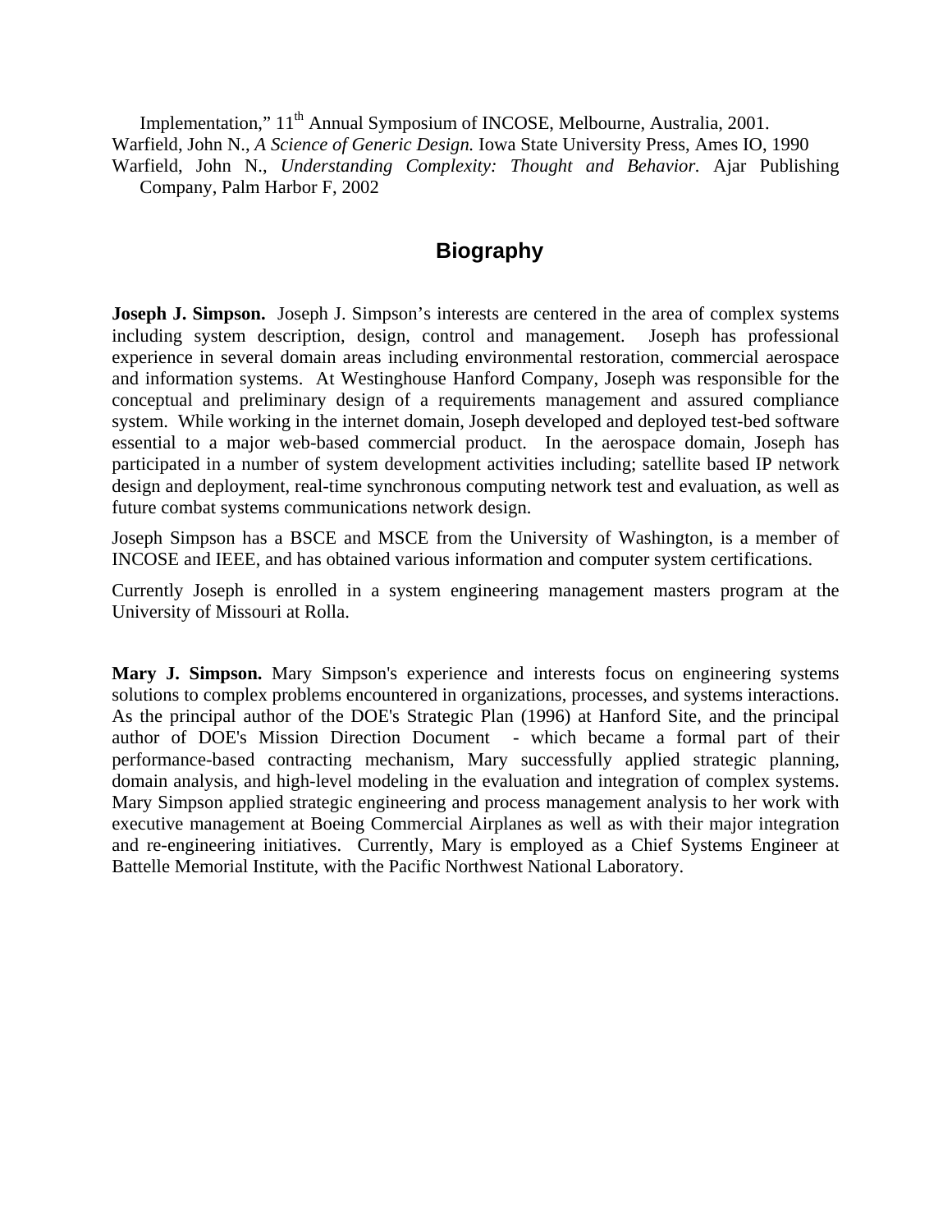Implementation," 11th Annual Symposium of INCOSE, Melbourne, Australia, 2001.

Warfield, John N., *A Science of Generic Design.* Iowa State University Press, Ames IO, 1990

Warfield, John N., *Understanding Complexity: Thought and Behavior.* Ajar Publishing Company, Palm Harbor F, 2002

## Biography

**Joseph J. Simpson.** Joseph J. Simpson's interests are centered in the area of complex systems including system description, design, control and management. Joseph has professional experience in several domain areas including environmental restoration, commercial aerospace and information systems. At Westinghouse Hanford Company, Joseph was responsible for the conceptual and preliminary design of a requirements management and assured compliance system. While working in the internet domain, Joseph developed and deployed test-bed software essential to a major web-based commercial product. In the aerospace domain, Joseph has participated in a number of system development activities including; satellite based IP network design and deployment, real-time synchronous computing network test and evaluation, as well as future combat systems communications network design.

Joseph Simpson has a BSCE and MSCE from the University of Washington, is a member of INCOSE and IEEE, and has obtained various information and computer system certifications.

Currently Joseph is enrolled in a system engineering management masters program at the University of Missouri at Rolla.

**Mary J. Simpson.** Mary Simpson's experience and interests focus on engineering systems solutions to complex problems encountered in organizations, processes, and systems interactions. As the principal author of the DOE's Strategic Plan (1996) at Hanford Site, and the principal author of DOE's Mission Direction Document - which became a formal part of their performance-based contracting mechanism, Mary successfully applied strategic planning, domain analysis, and high-level modeling in the evaluation and integration of complex systems. Mary Simpson applied strategic engineering and process management analysis to her work with executive management at Boeing Commercial Airplanes as well as with their major integration and re-engineering initiatives. Currently, Mary is employed as a Chief Systems Engineer at Battelle Memorial Institute, with the Pacific Northwest National Laboratory.